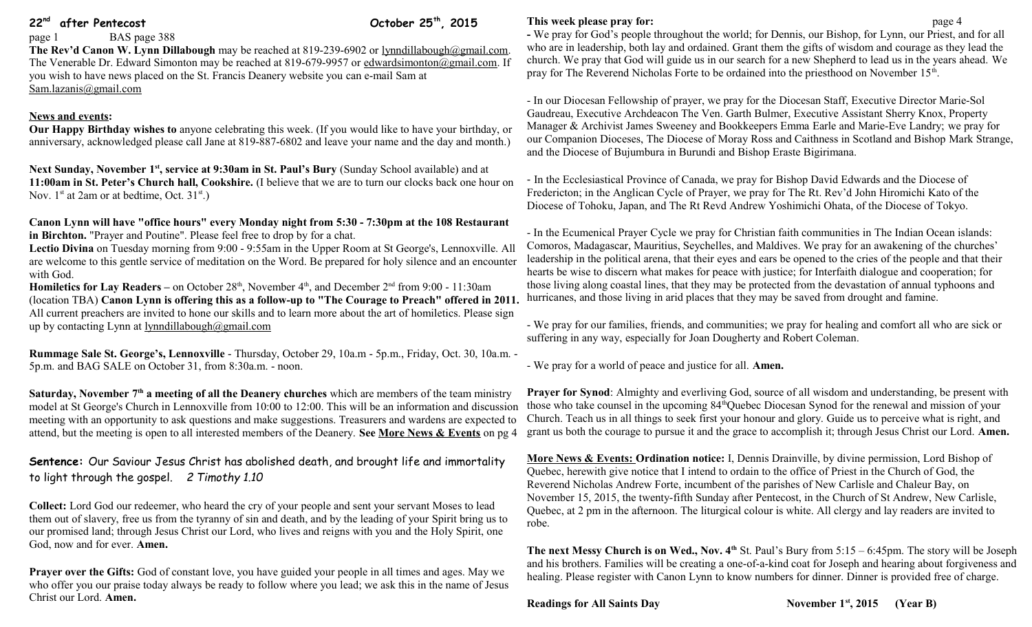**22nd after Pentecost** **October 25th, 2015**

BAS page 388

**The Rev'd Canon W. Lynn Dillabaugh** may be reached at 819-239-6902 or lynndillabaugh@gmail.com. The Venerable Dr. Edward Simonton may be reached at 819-679-9957 or edwardsimonton@gmail.com. If you wish to have news placed on the St. Francis Deanery website you can e-mail Sam at Sam.lazanis@gmail.com

**News and events:**

**Our Happy Birthday wishes to** anyone celebrating this week. (If you would like to have your birthday, or anniversary, acknowledged please call Jane at 819-887-6802 and leave your name and the day and month.)

**Next Sunday, November 1st, service at 9:30am in St. Paul's Bury** (Sunday School available) and at **11:00am in St. Peter's Church hall, Cookshire.** (I believe that we are to turn our clocks back one hour on Nov. 1st at 2am or at bedtime, Oct. 31st.)

**Canon Lynn will have "office hours" every Monday night from 5:30 - 7:30pm at the 108 Restaurant in Birchton.** "Prayer and Poutine". Please feel free to drop by for a chat.

**Lectio Divina** on Tuesday morning from 9:00 - 9:55am in the Upper Room at St George's, Lennoxville. All are welcome to this gentle service of meditation on the Word. Be prepared for holy silence and an encounter with God.

**Homiletics for Lay Readers –** on October 28th, November 4th, and December 2nd from 9:00 - 11:30am (location TBA) **Canon Lynn is offering this as a follow-up to "The Courage to Preach" offered in 2011.** All current preachers are invited to hone our skills and to learn more about the art of homiletics. Please sign up by contacting Lynn at lynndillabaugh@gmail.com

**Rummage Sale St. George's, Lennoxville** - Thursday, October 29, 10a.m - 5p.m., Friday, Oct. 30, 10a.m. - 5p.m. and BAG SALE on October 31, from 8:30a.m. - noon.

**Saturday, November 7th a meeting of all the Deanery churches** which are members of the team ministry model at St George's Church in Lennoxville from 10:00 to 12:00. This will be an information and discussion meeting with an opportunity to ask questions and make suggestions. Treasurers and wardens are expected to attend, but the meeting is open to all interested members of the Deanery. **See More News & Events** on pg 4

**Sentence:** Our Saviour Jesus Christ has abolished death, and brought life and immortality to light through the gospel. *2 Timothy 1.10*

**Collect:** Lord God our redeemer, who heard the cry of your people and sent your servant Moses to lead them out of slavery, free us from the tyranny of sin and death, and by the leading of your Spirit bring us to our promised land; through Jesus Christ our Lord, who lives and reigns with you and the Holy Spirit, one God, now and for ever. **Amen.**

**Prayer over the Gifts:** God of constant love, you have guided your people in all times and ages. May we who offer you our praise today always be ready to follow where you lead; we ask this in the name of Jesus Christ our Lord. **Amen.**

**This week please pray for:**

- We pray for God's people throughout the world; for Dennis, our Bishop, for Lynn, our Priest, and for all who are in leadership, both lay and ordained. Grant them the gifts of wisdom and courage as they lead the church. We pray that God will guide us in our search for a new Shepherd to lead us in the years ahead. We pray for The Reverend Nicholas Forte to be ordained into the priesthood on November 15th.

- In our Diocesan Fellowship of prayer, we pray for the Diocesan Staff, Executive Director Marie-Sol Gaudreau, Executive Archdeacon The Ven. Garth Bulmer, Executive Assistant Sherry Knox, Property Manager & Archivist James Sweeney and Bookkeepers Emma Earle and Marie-Eve Landry; we pray for our Companion Dioceses, The Diocese of Moray Ross and Caithness in Scotland and Bishop Mark Strange, and the Diocese of Bujumbura in Burundi and Bishop Eraste Bigirimana.

- In the Ecclesiastical Province of Canada, we pray for Bishop David Edwards and the Diocese of Fredericton; in the Anglican Cycle of Prayer, we pray for The Rt. Rev'd John Hiromichi Kato of the Diocese of Tohoku, Japan, and The Rt Revd Andrew Yoshimichi Ohata, of the Diocese of Tokyo.

- In the Ecumenical Prayer Cycle we pray for Christian faith communities in The Indian Ocean islands: Comoros, Madagascar, Mauritius, Seychelles, and Maldives. We pray for an awakening of the churches' leadership in the political arena, that their eyes and ears be opened to the cries of the people and that their hearts be wise to discern what makes for peace with justice; for Interfaith dialogue and cooperation; for those living along coastal lines, that they may be protected from the devastation of annual typhoons and hurricanes, and those living in arid places that they may be saved from drought and famine.

- We pray for our families, friends, and communities; we pray for healing and comfort all who are sick or suffering in any way, especially for Joan Dougherty and Robert Coleman.

- We pray for a world of peace and justice for all. **Amen.**

**Prayer for Synod**: Almighty and everliving God, source of all wisdom and understanding, be present with those who take counsel in the upcoming 84th Quebec Diocesan Synod for the renewal and mission of your Church. Teach us in all things to seek first your honour and glory. Guide us to perceive what is right, and grant us both the courage to pursue it and the grace to accomplish it; through Jesus Christ our Lord. **Amen.**

**More News & Events: Ordination notice:** I, Dennis Drainville, by divine permission, Lord Bishop of Quebec, herewith give notice that I intend to ordain to the office of Priest in the Church of God, the Reverend Nicholas Andrew Forte, incumbent of the parishes of New Carlisle and Chaleur Bay, on November 15, 2015, the twenty-fifth Sunday after Pentecost, in the Church of St Andrew, New Carlisle, Quebec, at 2 pm in the afternoon. The liturgical colour is white. All clergy and lay readers are invited to robe.

**The next Messy Church is on Wed., Nov. 4th** St. Paul's Bury from 5:15 – 6:45pm. The story will be Joseph and his brothers. Families will be creating a one-of-a-kind coat for Joseph and hearing about forgiveness and healing. Please register with Canon Lynn to know numbers for dinner. Dinner is provided free of charge.

**Readings for All Saints Day** **November 1st, 2015 (Year B)**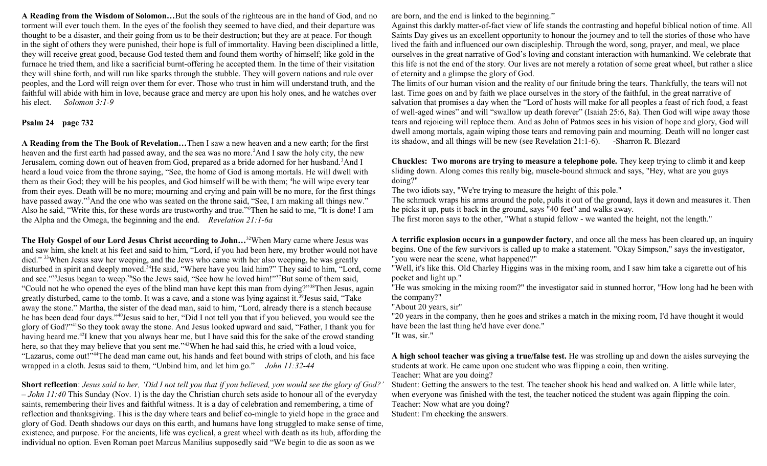**A Reading from the Wisdom of Solomon…**But the souls of the righteous are in the hand of God, and no torment will ever touch them. In the eyes of the foolish they seemed to have died, and their departure was thought to be a disaster, and their going from us to be their destruction; but they are at peace. For though in the sight of others they were punished, their hope is full of immortality. Having been disciplined a little, they will receive great good, because God tested them and found them worthy of himself; like gold in the furnace he tried them, and like a sacrificial burnt-offering he accepted them. In the time of their visitation they will shine forth, and will run like sparks through the stubble. They will govern nations and rule over peoples, and the Lord will reign over them for ever. Those who trust in him will understand truth, and the faithful will abide with him in love, because grace and mercy are upon his holy ones, and he watches over his elect. *Solomon 3:1-9*

**Psalm 24 page 732**

**A Reading from the The Book of Revelation…**Then I saw a new heaven and a new earth; for the first heaven and the first earth had passed away, and the sea was no more.[2]And I saw the holy city, the new Jerusalem, coming down out of heaven from God, prepared as a bride adorned for her husband.[3]And I heard a loud voice from the throne saying, "See, the home of God is among mortals. He will dwell with them as their God; they will be his peoples, and God himself will be with them; [4]he will wipe every tear from their eyes. Death will be no more; mourning and crying and pain will be no more, for the first things have passed away."[5]And the one who was seated on the throne said, "See, I am making all things new." Also he said, "Write this, for these words are trustworthy and true."[6]Then he said to me, "It is done! I am the Alpha and the Omega, the beginning and the end. *Revelation 21:1-6a*

**The Holy Gospel of our Lord Jesus Christ according to John…**[32]When Mary came where Jesus was and saw him, she knelt at his feet and said to him, "Lord, if you had been here, my brother would not have died." [33]When Jesus saw her weeping, and the Jews who came with her also weeping, he was greatly disturbed in spirit and deeply moved.[34]He said, "Where have you laid him?" They said to him, "Lord, come and see."[35]Jesus began to weep.[36]So the Jews said, "See how he loved him!"[37]But some of them said, "Could not he who opened the eyes of the blind man have kept this man from dying?"[38]Then Jesus, again greatly disturbed, came to the tomb. It was a cave, and a stone was lying against it.[39]Jesus said, "Take away the stone." Martha, the sister of the dead man, said to him, "Lord, already there is a stench because he has been dead four days."[40]Jesus said to her, "Did I not tell you that if you believed, you would see the glory of God?"[41]So they took away the stone. And Jesus looked upward and said, "Father, I thank you for having heard me.[42]I knew that you always hear me, but I have said this for the sake of the crowd standing here, so that they may believe that you sent me."[43]When he had said this, he cried with a loud voice, "Lazarus, come out!"[44]The dead man came out, his hands and feet bound with strips of cloth, and his face wrapped in a cloth. Jesus said to them, "Unbind him, and let him go." *John 11:32-44*

**Short reflection**: *Jesus said to her, 'Did I not tell you that if you believed, you would see the glory of God?' – John 11:40* This Sunday (Nov. 1) is the day the Christian church sets aside to honour all of the everyday saints, remembering their lives and faithful witness. It is a day of celebration and remembering, a time of reflection and thanksgiving. This is the day where tears and belief co-mingle to yield hope in the grace and glory of God. Death shadows our days on this earth, and humans have long struggled to make sense of time, existence, and purpose. For the ancients, life was cyclical, a great wheel with death as its hub, affording the individual no option. Even Roman poet Marcus Manilius supposedly said "We begin to die as soon as we are born, and the end is linked to the beginning."

Against this darkly matter-of-fact view of life stands the contrasting and hopeful biblical notion of time. All Saints Day gives us an excellent opportunity to honour the journey and to tell the stories of those who have lived the faith and influenced our own discipleship. Through the word, song, prayer, and meal, we place ourselves in the great narrative of God's loving and constant interaction with humankind. We celebrate that this life is not the end of the story. Our lives are not merely a rotation of some great wheel, but rather a slice of eternity and a glimpse the glory of God.

The limits of our human vision and the reality of our finitude bring the tears. Thankfully, the tears will not last. Time goes on and by faith we place ourselves in the story of the faithful, in the great narrative of salvation that promises a day when the "Lord of hosts will make for all peoples a feast of rich food, a feast of well-aged wines" and will "swallow up death forever" (Isaiah 25:6, 8a). Then God will wipe away those tears and rejoicing will replace them. And as John of Patmos sees in his vision of hope and glory, God will dwell among mortals, again wiping those tears and removing pain and mourning. Death will no longer cast its shadow, and all things will be new (see Revelation 21:1-6). -Sharron R. Blezard

**Chuckles: Two morons are trying to measure a telephone pole.** They keep trying to climb it and keep sliding down. Along comes this really big, muscle-bound shmuck and says, "Hey, what are you guys doing?"

The two idiots say, "We're trying to measure the height of this pole."

The schmuck wraps his arms around the pole, pulls it out of the ground, lays it down and measures it. Then he picks it up, puts it back in the ground, says "40 feet" and walks away.

The first moron says to the other, "What a stupid fellow - we wanted the height, not the length."

**A terrific explosion occurs in a gunpowder factory**, and once all the mess has been cleared up, an inquiry begins. One of the few survivors is called up to make a statement. "Okay Simpson," says the investigator, "you were near the scene, what happened?"

"Well, it's like this. Old Charley Higgins was in the mixing room, and I saw him take a cigarette out of his pocket and light up."

"He was smoking in the mixing room?" the investigator said in stunned horror, "How long had he been with the company?"

"About 20 years, sir"

"20 years in the company, then he goes and strikes a match in the mixing room, I'd have thought it would have been the last thing he'd have ever done."

"It was, sir."

**A high school teacher was giving a true/false test.** He was strolling up and down the aisles surveying the students at work. He came upon one student who was flipping a coin, then writing.

Teacher: What are you doing?

Student: Getting the answers to the test. The teacher shook his head and walked on. A little while later, when everyone was finished with the test, the teacher noticed the student was again flipping the coin.

Teacher: Now what are you doing?

Student: I'm checking the answers.